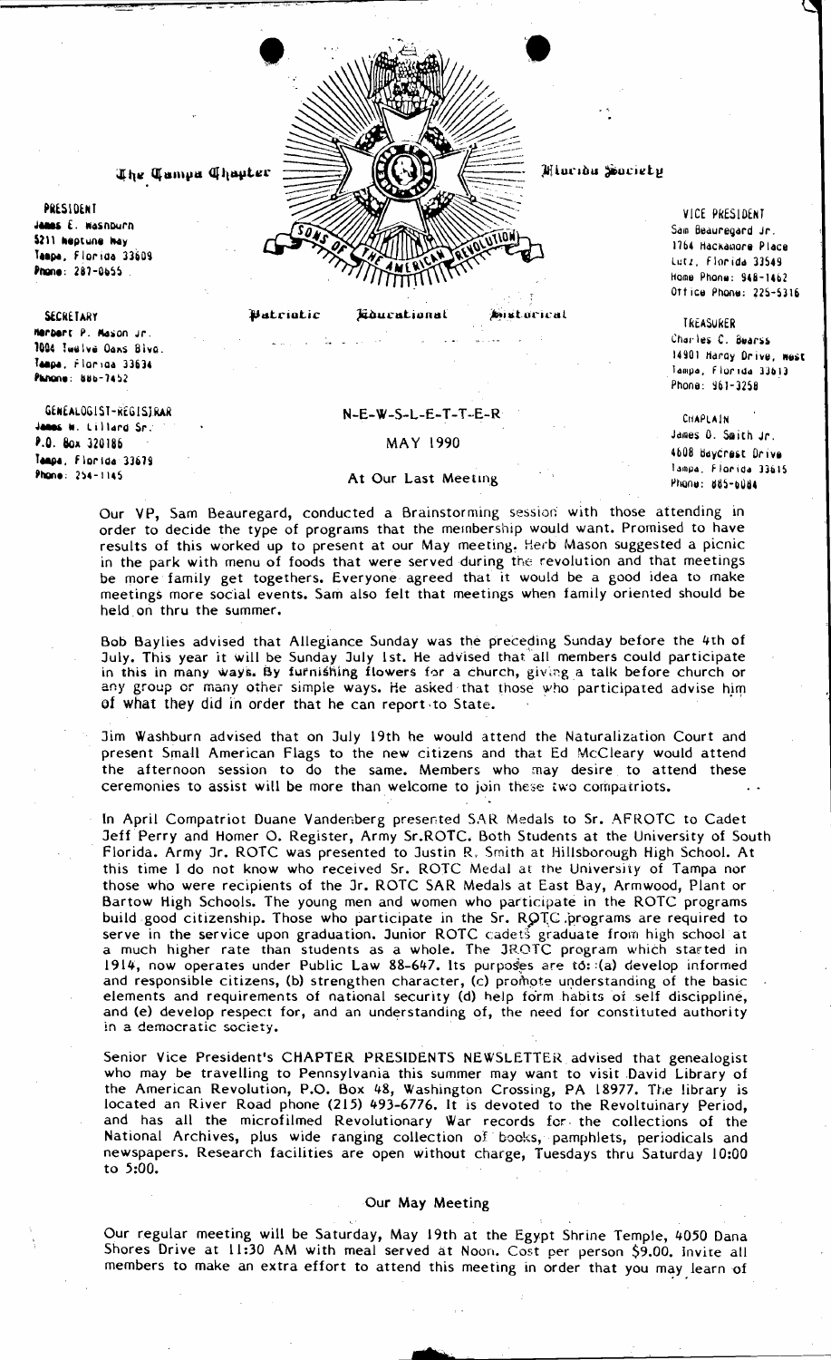The Tampa Chapter — Sons of the American Revolution — Florida Society

Patriotic — Educational — Historical

**PRESIDENT**
James E. Washburn
5211 Neptune Way
Tampa, Florida 33609
Phone: 287-0655

**SECRETARY**
Herbert P. Mason Jr.
7004 Twelve Oaks Blvd.
Tampa, Florida 33634
Phone: 886-7452

**GENEALOGIST-REGISTRAR**
James W. Lillard Sr.
P.O. Box 320186
Tampa, Florida 33679
Phone: 254-1145

**VICE PRESIDENT**
Sam Beauregard Jr.
1764 Hackamore Place
Lutz, Florida 33549
Home Phone: 948-1462
Office Phone: 225-5316

**TREASURER**
Charles C. Bearss
14901 Hardy Drive, West
Tampa, Florida 33613
Phone: 961-3258

**CHAPLAIN**
James O. Smith Jr.
4608 Baycrest Drive
Tampa, Florida 33615
Phone: 885-6084

# N-E-W-S-L-E-T-T-E-R

## MAY 1990

### At Our Last Meeting

Our VP, Sam Beauregard, conducted a Brainstorming session with those attending in order to decide the type of programs that the membership would want. Promised to have results of this worked up to present at our May meeting. Herb Mason suggested a picnic in the park with menu of foods that were served during the revolution and that meetings be more family get togethers. Everyone agreed that it would be a good idea to make meetings more social events. Sam also felt that meetings when family oriented should be held on thru the summer.

Bob Baylies advised that Allegiance Sunday was the preceding Sunday before the 4th of July. This year it will be Sunday July 1st. He advised that all members could participate in this in many ways. By furnishing flowers for a church, giving a talk before church or any group or many other simple ways. He asked that those who participated advise him of what they did in order that he can report to State.

Jim Washburn advised that on July 19th he would attend the Naturalization Court and present Small American Flags to the new citizens and that Ed McCleary would attend the afternoon session to do the same. Members who may desire to attend these ceremonies to assist will be more than welcome to join these two compatriots.

In April Compatriot Duane Vandenberg presented SAR Medals to Sr. AFROTC to Cadet Jeff Perry and Homer O. Register, Army Sr.ROTC. Both Students at the University of South Florida. Army Jr. ROTC was presented to Justin R. Smith at Hillsborough High School. At this time I do not know who received Sr. ROTC Medal at the University of Tampa nor those who were recipients of the Jr. ROTC SAR Medals at East Bay, Armwood, Plant or Bartow High Schools. The young men and women who participate in the ROTC programs build good citizenship. Those who participate in the Sr. ROTC programs are required to serve in the service upon graduation. Junior ROTC cadets graduate from high school at a much higher rate than students as a whole. The JROTC program which started in 1914, now operates under Public Law 88-647. Its purposes are to: (a) develop informed and responsible citizens, (b) strengthen character, (c) promote understanding of the basic elements and requirements of national security (d) help form habits of self discipline, and (e) develop respect for, and an understanding of, the need for constituted authority in a democratic society.

Senior Vice President's CHAPTER PRESIDENTS NEWSLETTER advised that genealogist who may be travelling to Pennsylvania this summer may want to visit David Library of the American Revolution, P.O. Box 48, Washington Crossing, PA 18977. The library is located an River Road phone (215) 493-6776. It is devoted to the Revoltuinary Period, and has all the microfilmed Revolutionary War records for the collections of the National Archives, plus wide ranging collection of books, pamphlets, periodicals and newspapers. Research facilities are open without charge, Tuesdays thru Saturday 10:00 to 5:00.

### Our May Meeting

Our regular meeting will be Saturday, May 19th at the Egypt Shrine Temple, 4050 Dana Shores Drive at 11:30 AM with meal served at Noon. Cost per person $9.00. Invite all members to make an extra effort to attend this meeting in order that you may learn of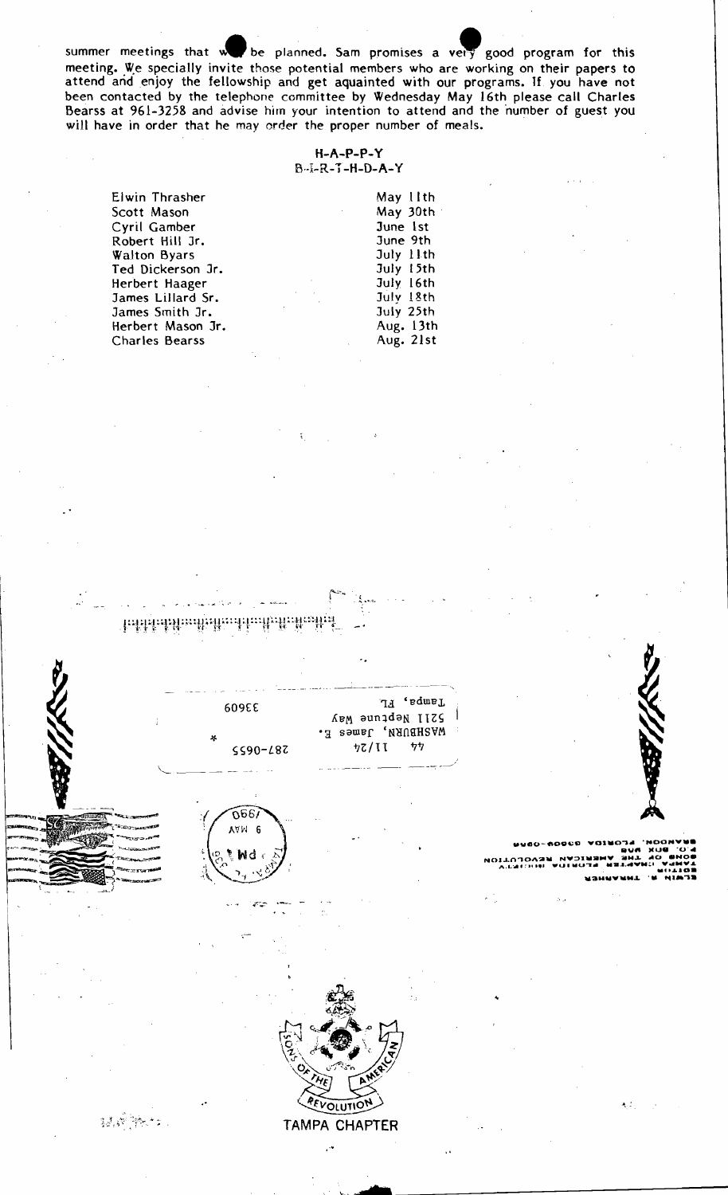summer meetings that will be planned. Sam promises a very good program for this meeting. We specially invite those potential members who are working on their papers to attend and enjoy the fellowship and get aquainted with our programs. If you have not been contacted by the telephone committee by Wednesday May 16th please call Charles Bearss at 961-3258 and advise him your intention to attend and the number of guest you will have in order that he may order the proper number of meals.

**H-A-P-P-Y**
**B-I-R-T-H-D-A-Y**

| | |
|---|---|
| Elwin Thrasher | May 11th |
| Scott Mason | May 30th |
| Cyril Gamber | June 1st |
| Robert Hill Jr. | June 9th |
| Walton Byars | July 11th |
| Ted Dickerson Jr. | July 15th |
| Herbert Haager | July 16th |
| James Lillard Sr. | July 18th |
| James Smith Jr. | July 25th |
| Herbert Mason Jr. | Aug. 13th |
| Charles Bearss | Aug. 21st |

ELWIN M. THRASHER
EDITOR
TAMPA CHAPTER FLORIDA SOCIETY
SONS OF THE AMERICAN REVOLUTION
P.O. BOX 1598
BRANDON, FLORIDA 33509-1598

44 11/24
WASHBURN, James E.
5211 Neptune Way
Tampa, FL 33609
287-0655

TAMPA FL
MAY 9
1990
PM

SONS OF THE AMERICAN REVOLUTION
TAMPA CHAPTER